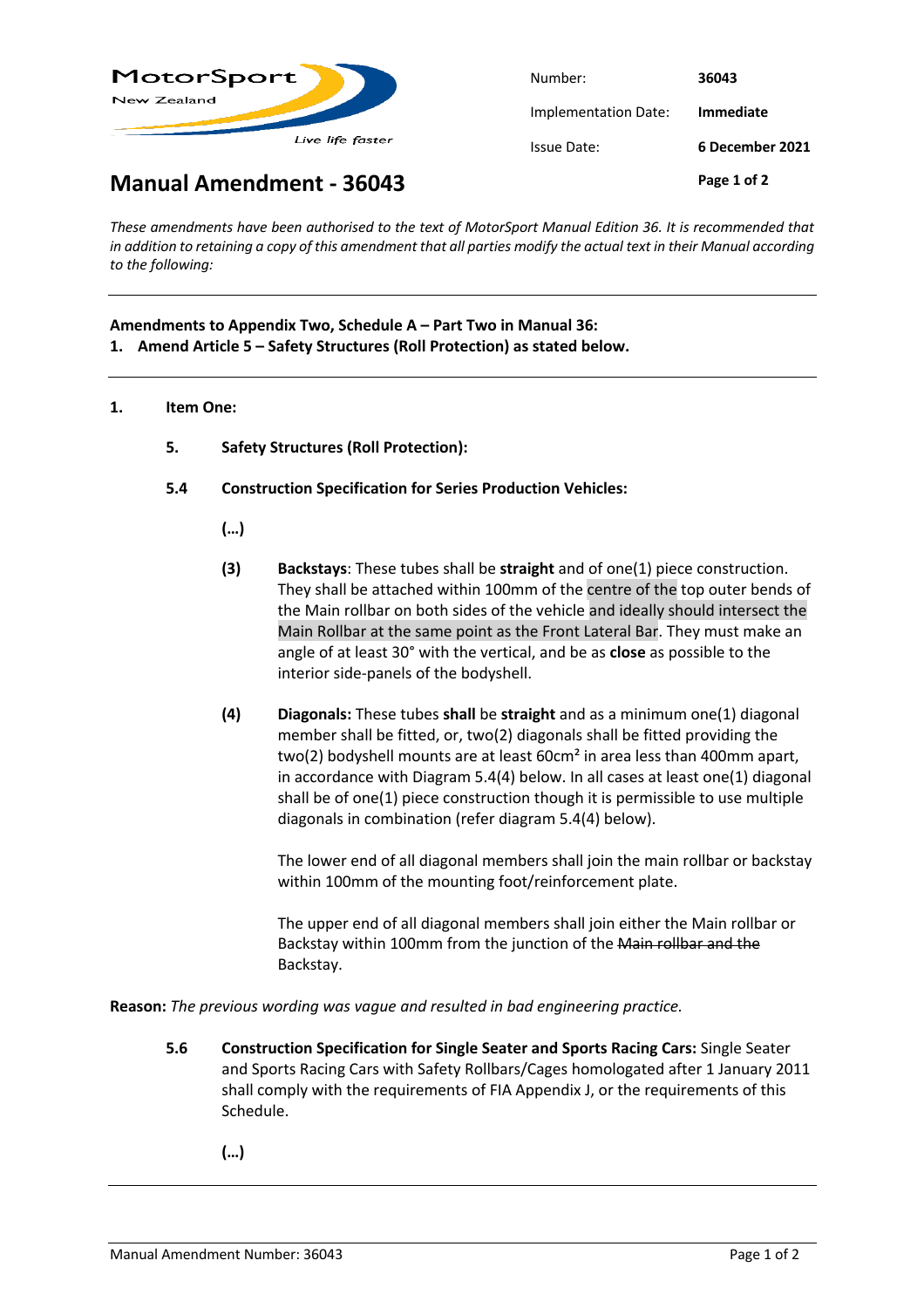| | |
|---|---|
| Number: | **36043** |
| Implementation Date: | **Immediate** |
| Issue Date: | **6 December 2021** |

# Manual Amendment - 36043

*These amendments have been authorised to the text of MotorSport Manual Edition 36. It is recommended that in addition to retaining a copy of this amendment that all parties modify the actual text in their Manual according to the following:*

---

**Amendments to Appendix Two, Schedule A – Part Two in Manual 36:**

**1. Amend Article 5 – Safety Structures (Roll Protection) as stated below.**

---

**1. Item One:**

**5. Safety Structures (Roll Protection):**

**5.4 Construction Specification for Series Production Vehicles:**

**(…)**

**(3)** **Backstays**: These tubes shall be **straight** and of one(1) piece construction. They shall be attached within 100mm of the centre of the top outer bends of the Main rollbar on both sides of the vehicle and ideally should intersect the Main Rollbar at the same point as the Front Lateral Bar. They must make an angle of at least 30° with the vertical, and be as **close** as possible to the interior side-panels of the bodyshell.

**(4)** **Diagonals:** These tubes **shall** be **straight** and as a minimum one(1) diagonal member shall be fitted, or, two(2) diagonals shall be fitted providing the two(2) bodyshell mounts are at least 60cm² in area less than 400mm apart, in accordance with Diagram 5.4(4) below. In all cases at least one(1) diagonal shall be of one(1) piece construction though it is permissible to use multiple diagonals in combination (refer diagram 5.4(4) below).

The lower end of all diagonal members shall join the main rollbar or backstay within 100mm of the mounting foot/reinforcement plate.

The upper end of all diagonal members shall join either the Main rollbar or Backstay within 100mm from the junction of the ~~Main rollbar and the~~ Backstay.

**Reason:** *The previous wording was vague and resulted in bad engineering practice.*

**5.6** **Construction Specification for Single Seater and Sports Racing Cars:** Single Seater and Sports Racing Cars with Safety Rollbars/Cages homologated after 1 January 2011 shall comply with the requirements of FIA Appendix J, or the requirements of this Schedule.

**(…)**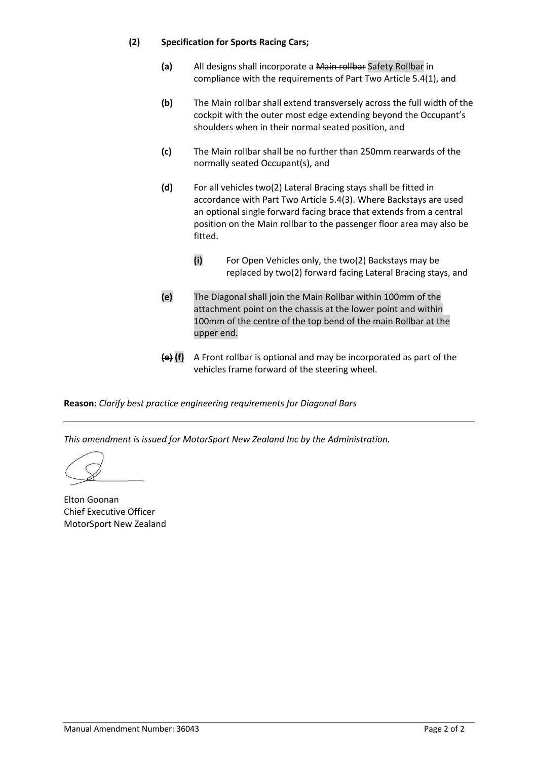**(2) Specification for Sports Racing Cars;**

**(a)** All designs shall incorporate a ~~Main rollbar~~ Safety Rollbar in compliance with the requirements of Part Two Article 5.4(1), and

**(b)** The Main rollbar shall extend transversely across the full width of the cockpit with the outer most edge extending beyond the Occupant's shoulders when in their normal seated position, and

**(c)** The Main rollbar shall be no further than 250mm rearwards of the normally seated Occupant(s), and

**(d)** For all vehicles two(2) Lateral Bracing stays shall be fitted in accordance with Part Two Article 5.4(3). Where Backstays are used an optional single forward facing brace that extends from a central position on the Main rollbar to the passenger floor area may also be fitted.

**(i)** For Open Vehicles only, the two(2) Backstays may be replaced by two(2) forward facing Lateral Bracing stays, and

**(e)** The Diagonal shall join the Main Rollbar within 100mm of the attachment point on the chassis at the lower point and within 100mm of the centre of the top bend of the main Rollbar at the upper end.

**~~(e)~~ (f)** A Front rollbar is optional and may be incorporated as part of the vehicles frame forward of the steering wheel.

**Reason:** *Clarify best practice engineering requirements for Diagonal Bars*

---

*This amendment is issued for MotorSport New Zealand Inc by the Administration.*

Elton Goonan
Chief Executive Officer
MotorSport New Zealand

Manual Amendment Number: 36043